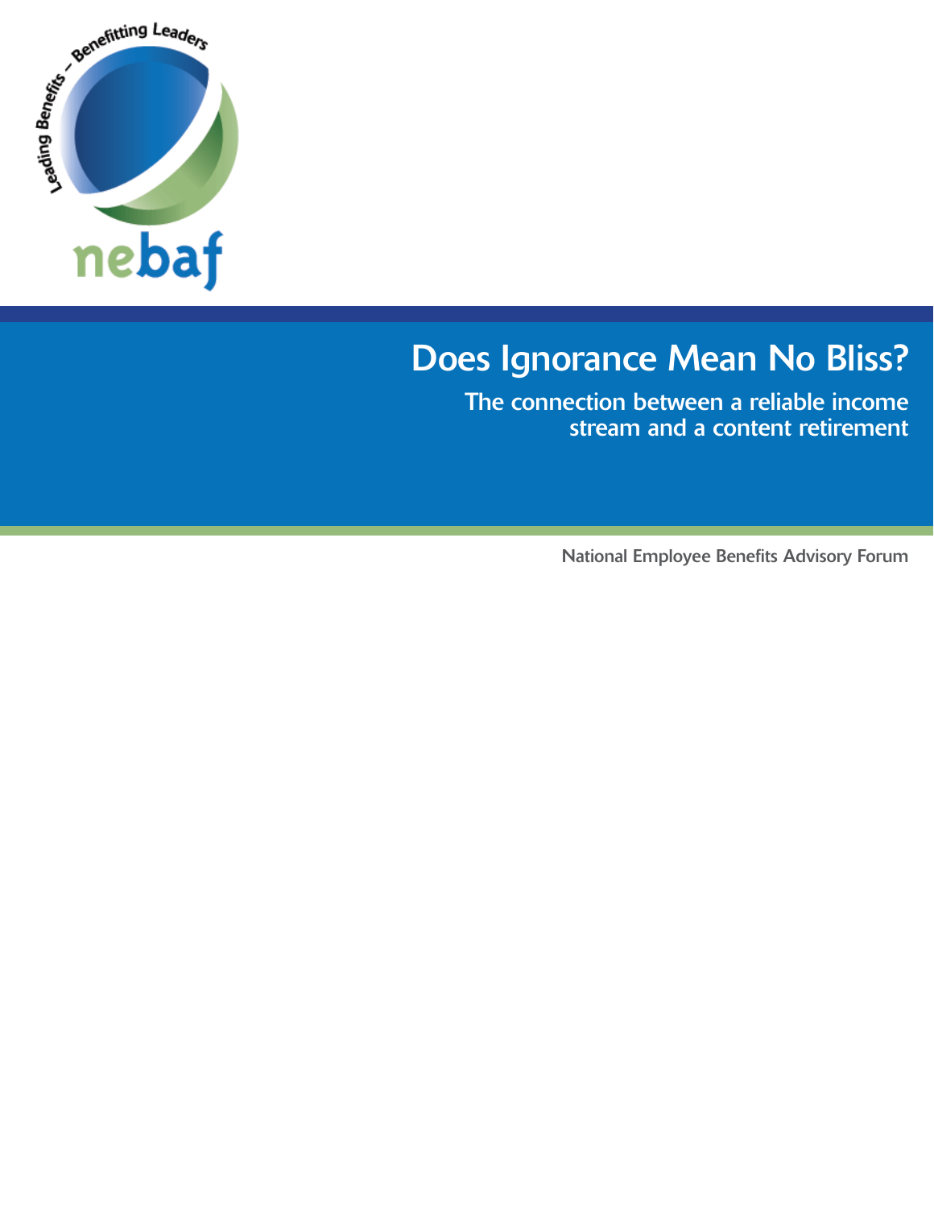Leading Benefits – Benefitting Leaders

nebaf

# Does Ignorance Mean No Bliss?

## The connection between a reliable income stream and a content retirement

National Employee Benefits Advisory Forum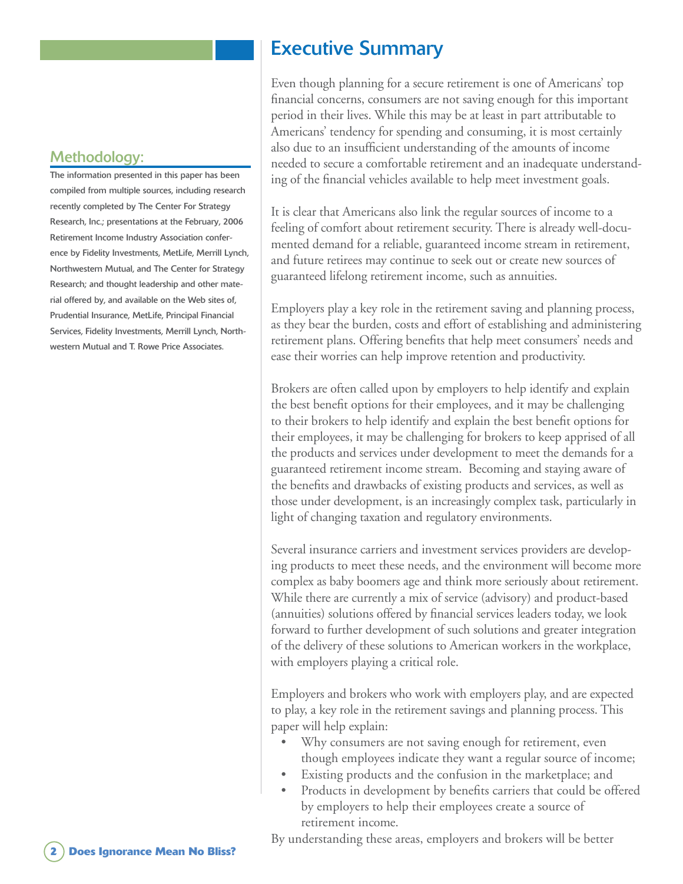## Methodology:

The information presented in this paper has been compiled from multiple sources, including research recently completed by The Center For Strategy Research, Inc.; presentations at the February, 2006 Retirement Income Industry Association conference by Fidelity Investments, MetLife, Merrill Lynch, Northwestern Mutual, and The Center for Strategy Research; and thought leadership and other material offered by, and available on the Web sites of, Prudential Insurance, MetLife, Principal Financial Services, Fidelity Investments, Merrill Lynch, Northwestern Mutual and T. Rowe Price Associates.

# Executive Summary

Even though planning for a secure retirement is one of Americans' top financial concerns, consumers are not saving enough for this important period in their lives. While this may be at least in part attributable to Americans' tendency for spending and consuming, it is most certainly also due to an insufficient understanding of the amounts of income needed to secure a comfortable retirement and an inadequate understanding of the financial vehicles available to help meet investment goals.

It is clear that Americans also link the regular sources of income to a feeling of comfort about retirement security. There is already well-documented demand for a reliable, guaranteed income stream in retirement, and future retirees may continue to seek out or create new sources of guaranteed lifelong retirement income, such as annuities.

Employers play a key role in the retirement saving and planning process, as they bear the burden, costs and effort of establishing and administering retirement plans. Offering benefits that help meet consumers' needs and ease their worries can help improve retention and productivity.

Brokers are often called upon by employers to help identify and explain the best benefit options for their employees, and it may be challenging to their brokers to help identify and explain the best benefit options for their employees, it may be challenging for brokers to keep apprised of all the products and services under development to meet the demands for a guaranteed retirement income stream. Becoming and staying aware of the benefits and drawbacks of existing products and services, as well as those under development, is an increasingly complex task, particularly in light of changing taxation and regulatory environments.

Several insurance carriers and investment services providers are developing products to meet these needs, and the environment will become more complex as baby boomers age and think more seriously about retirement. While there are currently a mix of service (advisory) and product-based (annuities) solutions offered by financial services leaders today, we look forward to further development of such solutions and greater integration of the delivery of these solutions to American workers in the workplace, with employers playing a critical role.

Employers and brokers who work with employers play, and are expected to play, a key role in the retirement savings and planning process. This paper will help explain:

- Why consumers are not saving enough for retirement, even though employees indicate they want a regular source of income;
- Existing products and the confusion in the marketplace; and
- Products in development by benefits carriers that could be offered by employers to help their employees create a source of retirement income.

By understanding these areas, employers and brokers will be better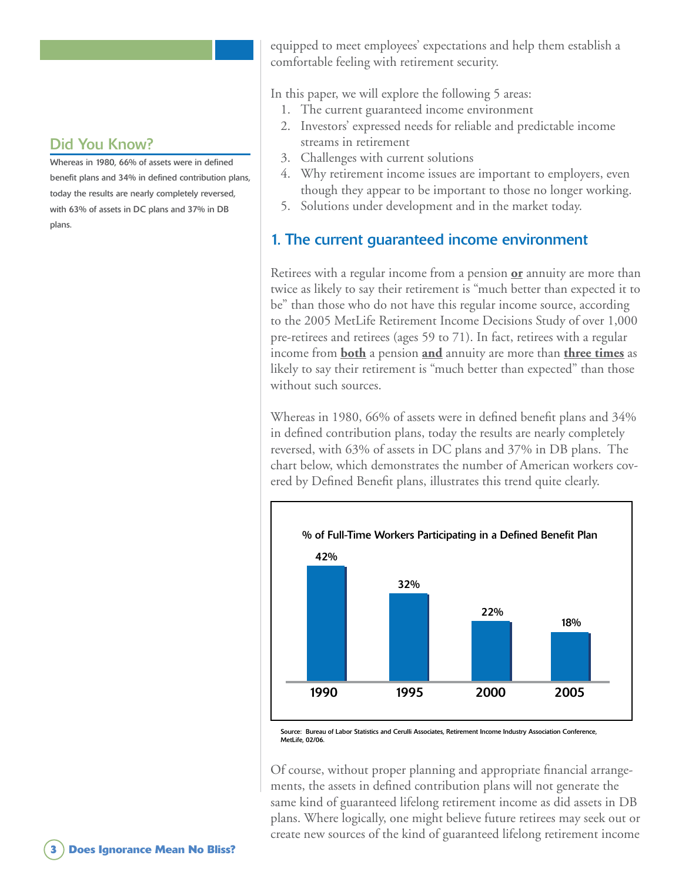equipped to meet employees' expectations and help them establish a comfortable feeling with retirement security.

In this paper, we will explore the following 5 areas:

1. The current guaranteed income environment
2. Investors' expressed needs for reliable and predictable income streams in retirement
3. Challenges with current solutions
4. Why retirement income issues are important to employers, even though they appear to be important to those no longer working.
5. Solutions under development and in the market today.

### Did You Know?

**Whereas in 1980, 66% of assets were in defined benefit plans and 34% in defined contribution plans, today the results are nearly completely reversed, with 63% of assets in DC plans and 37% in DB plans.**

## 1. The current guaranteed income environment

Retirees with a regular income from a pension **or** annuity are more than twice as likely to say their retirement is "much better than expected it to be" than those who do not have this regular income source, according to the 2005 MetLife Retirement Income Decisions Study of over 1,000 pre-retirees and retirees (ages 59 to 71). In fact, retirees with a regular income from **both** a pension **and** annuity are more than **three times** as likely to say their retirement is "much better than expected" than those without such sources.

Whereas in 1980, 66% of assets were in defined benefit plans and 34% in defined contribution plans, today the results are nearly completely reversed, with 63% of assets in DC plans and 37% in DB plans. The chart below, which demonstrates the number of American workers covered by Defined Benefit plans, illustrates this trend quite clearly.

**% of Full-Time Workers Participating in a Defined Benefit Plan**

| Year | % |
|---|---|
| 1990 | 42% |
| 1995 | 32% |
| 2000 | 22% |
| 2005 | 18% |

Source: Bureau of Labor Statistics and Cerulli Associates, Retirement Income Industry Association Conference, MetLife, 02/06.

Of course, without proper planning and appropriate financial arrangements, the assets in defined contribution plans will not generate the same kind of guaranteed lifelong retirement income as did assets in DB plans. Where logically, one might believe future retirees may seek out or create new sources of the kind of guaranteed lifelong retirement income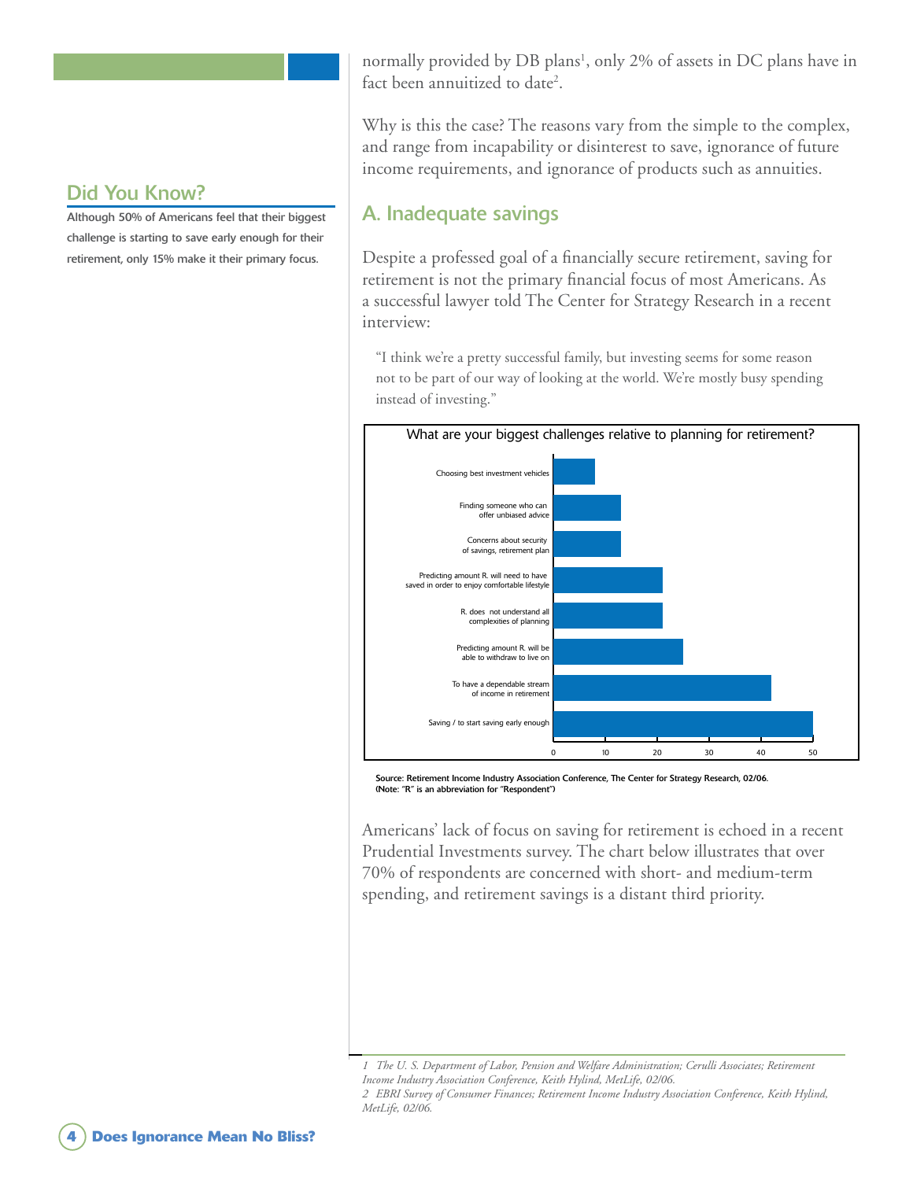normally provided by DB plans[1], only 2% of assets in DC plans have in fact been annuitized to date[2].

Why is this the case? The reasons vary from the simple to the complex, and range from incapability or disinterest to save, ignorance of future income requirements, and ignorance of products such as annuities.

### Did You Know?

Although 50% of Americans feel that their biggest challenge is starting to save early enough for their retirement, only 15% make it their primary focus.

## A. Inadequate savings

Despite a professed goal of a financially secure retirement, saving for retirement is not the primary financial focus of most Americans. As a successful lawyer told The Center for Strategy Research in a recent interview:

> "I think we're a pretty successful family, but investing seems for some reason not to be part of our way of looking at the world. We're mostly busy spending instead of investing."

**What are your biggest challenges relative to planning for retirement?**

| Challenge | Approx. value |
|---|---|
| Choosing best investment vehicles | 8 |
| Finding someone who can offer unbiased advice | 13 |
| Concerns about security of savings, retirement plan | 13 |
| Predicting amount R. will need to have saved in order to enjoy comfortable lifestyle | 21 |
| R. does not understand all complexities of planning | 21 |
| Predicting amount R. will be able to withdraw to live on | 25 |
| To have a dependable stream of income in retirement | 42 |
| Saving / to start saving early enough | 50 |

Source: Retirement Income Industry Association Conference, The Center for Strategy Research, 02/06.
(Note: "R" is an abbreviation for "Respondent")

Americans' lack of focus on saving for retirement is echoed in a recent Prudential Investments survey. The chart below illustrates that over 70% of respondents are concerned with short- and medium-term spending, and retirement savings is a distant third priority.

---

*1 The U. S. Department of Labor, Pension and Welfare Administration; Cerulli Associates; Retirement Income Industry Association Conference, Keith Hylind, MetLife, 02/06.*

*2 EBRI Survey of Consumer Finances; Retirement Income Industry Association Conference, Keith Hylind, MetLife, 02/06.*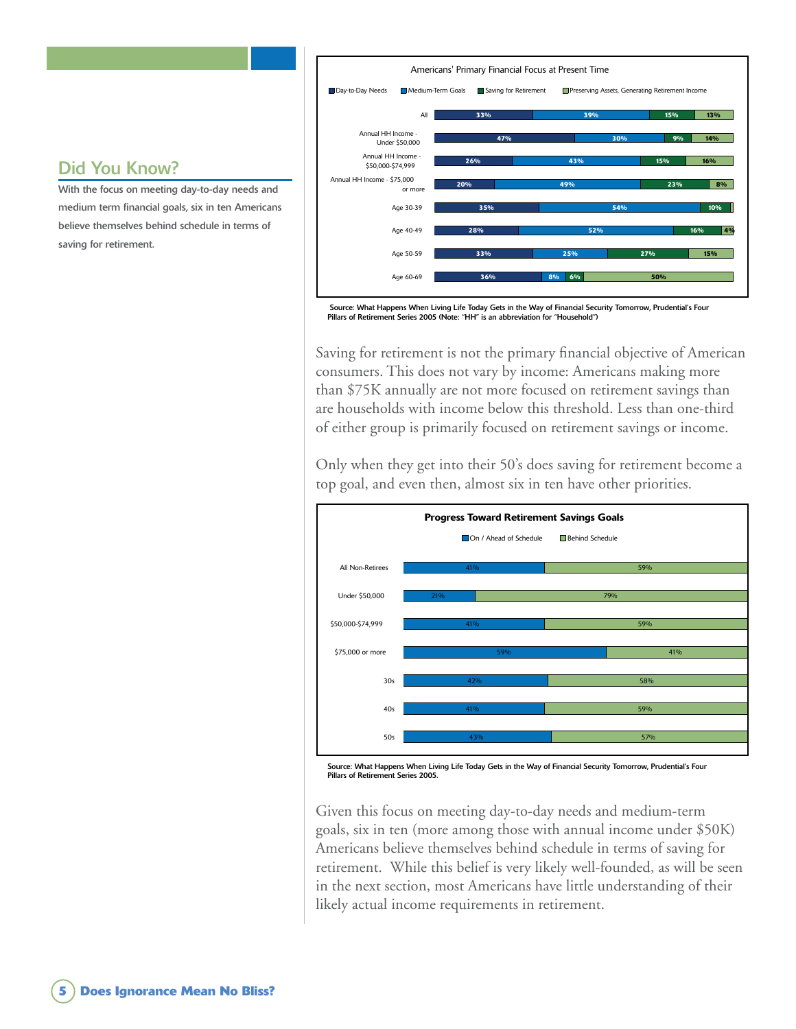## Did You Know?

With the focus on meeting day-to-day needs and medium term financial goals, six in ten Americans believe themselves behind schedule in terms of saving for retirement.

**Americans' Primary Financial Focus at Present Time**

| | Day-to-Day Needs | Medium-Term Goals | Saving for Retirement | Preserving Assets, Generating Retirement Income |
|---|---|---|---|---|
| All | 33% | 39% | 15% | 13% |
| Annual HH Income - Under $50,000 | 47% | 30% | 9% | 14% |
| Annual HH Income - $50,000-$74,999 | 26% | 43% | 15% | 16% |
| Annual HH Income - $75,000 or more | 20% | 49% | 23% | 8% |
| Age 30-39 | 35% | 54% | 10% | |
| Age 40-49 | 28% | 52% | 16% | 4% |
| Age 50-59 | 33% | 25% | 27% | 15% |
| Age 60-69 | 36% | 8% | 6% | 50% |

Source: What Happens When Living Life Today Gets in the Way of Financial Security Tomorrow, Prudential's Four Pillars of Retirement Series 2005 (Note: "HH" is an abbreviation for "Household")

Saving for retirement is not the primary financial objective of American consumers. This does not vary by income: Americans making more than $75K annually are not more focused on retirement savings than are households with income below this threshold. Less than one-third of either group is primarily focused on retirement savings or income.

Only when they get into their 50's does saving for retirement become a top goal, and even then, almost six in ten have other priorities.

**Progress Toward Retirement Savings Goals**

| | On / Ahead of Schedule | Behind Schedule |
|---|---|---|
| All Non-Retirees | 41% | 59% |
| Under $50,000 | 21% | 79% |
| $50,000-$74,999 | 41% | 59% |
| $75,000 or more | 59% | 41% |
| 30s | 42% | 58% |
| 40s | 41% | 59% |
| 50s | 43% | 57% |

Source: What Happens When Living Life Today Gets in the Way of Financial Security Tomorrow, Prudential's Four Pillars of Retirement Series 2005.

Given this focus on meeting day-to-day needs and medium-term goals, six in ten (more among those with annual income under $50K) Americans believe themselves behind schedule in terms of saving for retirement. While this belief is very likely well-founded, as will be seen in the next section, most Americans have little understanding of their likely actual income requirements in retirement.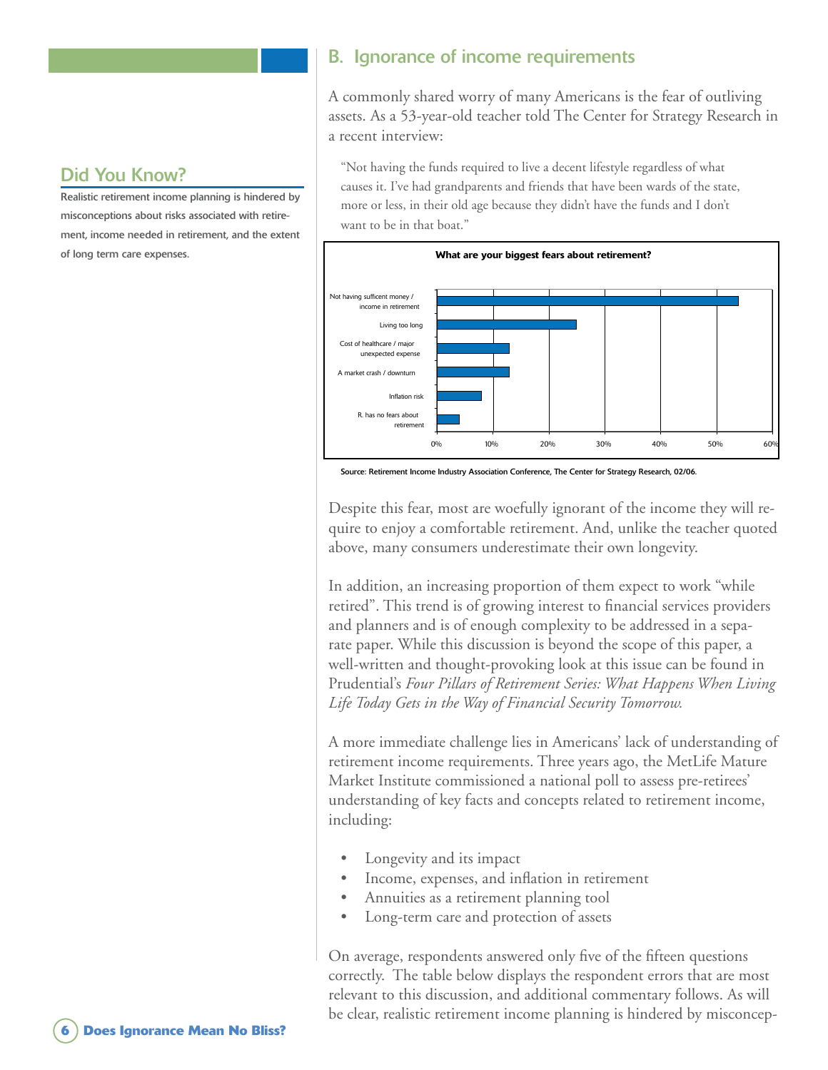## Did You Know?

Realistic retirement income planning is hindered by misconceptions about risks associated with retirement, income needed in retirement, and the extent of long term care expenses.

## B. Ignorance of income requirements

A commonly shared worry of many Americans is the fear of outliving assets. As a 53-year-old teacher told The Center for Strategy Research in a recent interview:

> "Not having the funds required to live a decent lifestyle regardless of what causes it. I've had grandparents and friends that have been wards of the state, more or less, in their old age because they didn't have the funds and I don't want to be in that boat."

**What are your biggest fears about retirement?**

| Fear | Approximate % |
|---|---|
| Not having sufficent money / income in retirement | 54% |
| Living too long | 25% |
| Cost of healthcare / major unexpected expense | 13% |
| A market crash / downturn | 13% |
| Inflation risk | 8% |
| R. has no fears about retirement | 4% |

Source: Retirement Income Industry Association Conference, The Center for Strategy Research, 02/06.

Despite this fear, most are woefully ignorant of the income they will require to enjoy a comfortable retirement. And, unlike the teacher quoted above, many consumers underestimate their own longevity.

In addition, an increasing proportion of them expect to work "while retired". This trend is of growing interest to financial services providers and planners and is of enough complexity to be addressed in a separate paper. While this discussion is beyond the scope of this paper, a well-written and thought-provoking look at this issue can be found in Prudential's *Four Pillars of Retirement Series: What Happens When Living Life Today Gets in the Way of Financial Security Tomorrow.*

A more immediate challenge lies in Americans' lack of understanding of retirement income requirements. Three years ago, the MetLife Mature Market Institute commissioned a national poll to assess pre-retirees' understanding of key facts and concepts related to retirement income, including:

- Longevity and its impact
- Income, expenses, and inflation in retirement
- Annuities as a retirement planning tool
- Long-term care and protection of assets

On average, respondents answered only five of the fifteen questions correctly. The table below displays the respondent errors that are most relevant to this discussion, and additional commentary follows. As will be clear, realistic retirement income planning is hindered by misconcep-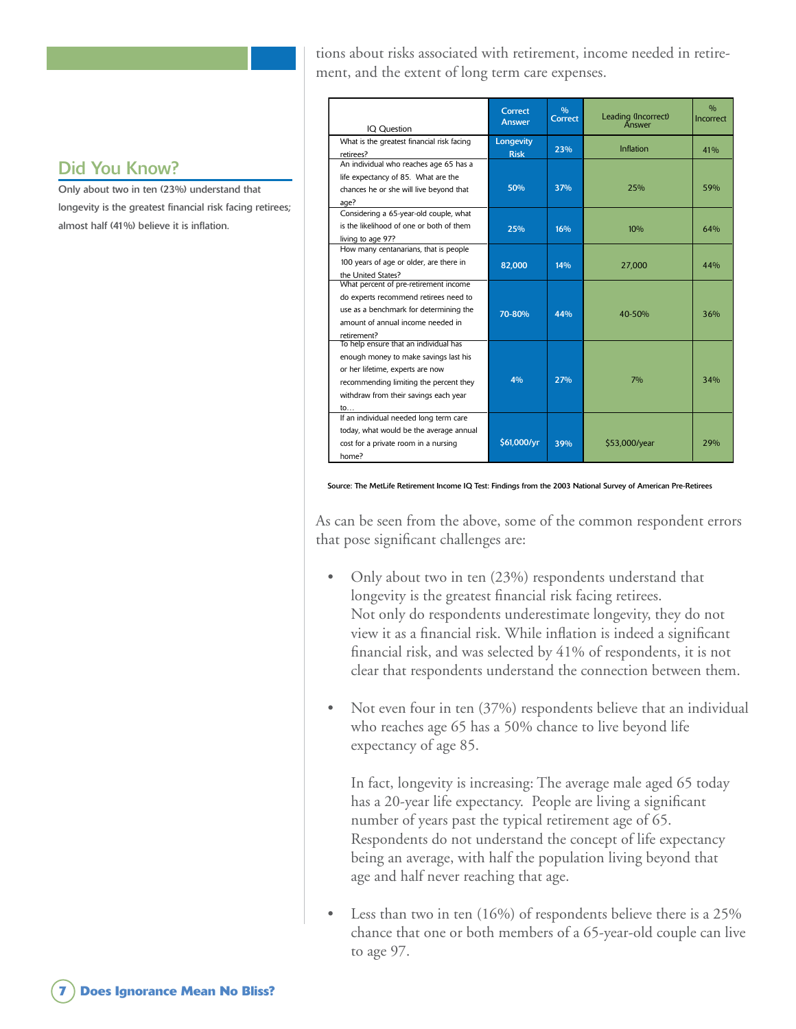tions about risks associated with retirement, income needed in retirement, and the extent of long term care expenses.

## Did You Know?

Only about two in ten (23%) understand that longevity is the greatest financial risk facing retirees; almost half (41%) believe it is inflation.

| IQ Question | Correct Answer | % Correct | Leading (Incorrect) Answer | % Incorrect |
|---|---|---|---|---|
| What is the greatest financial risk facing retirees? | Longevity Risk | 23% | Inflation | 41% |
| An individual who reaches age 65 has a life expectancy of 85. What are the chances he or she will live beyond that age? | 50% | 37% | 25% | 59% |
| Considering a 65-year-old couple, what is the likelihood of one or both of them living to age 97? | 25% | 16% | 10% | 64% |
| How many centenarians, that is people 100 years of age or older, are there in the United States? | 82,000 | 14% | 27,000 | 44% |
| What percent of pre-retirement income do experts recommend retirees need to use as a benchmark for determining the amount of annual income needed in retirement? | 70-80% | 44% | 40-50% | 36% |
| To help ensure that an individual has enough money to make savings last his or her lifetime, experts are now recommending limiting the percent they withdraw from their savings each year to… | 4% | 27% | 7% | 34% |
| If an individual needed long term care today, what would be the average annual cost for a private room in a nursing home? | $61,000/yr | 39% | $53,000/year | 29% |

Source: The MetLife Retirement Income IQ Test: Findings from the 2003 National Survey of American Pre-Retirees

As can be seen from the above, some of the common respondent errors that pose significant challenges are:

- Only about two in ten (23%) respondents understand that longevity is the greatest financial risk facing retirees. Not only do respondents underestimate longevity, they do not view it as a financial risk. While inflation is indeed a significant financial risk, and was selected by 41% of respondents, it is not clear that respondents understand the connection between them.

- Not even four in ten (37%) respondents believe that an individual who reaches age 65 has a 50% chance to live beyond life expectancy of age 85.

  In fact, longevity is increasing: The average male aged 65 today has a 20-year life expectancy. People are living a significant number of years past the typical retirement age of 65. Respondents do not understand the concept of life expectancy being an average, with half the population living beyond that age and half never reaching that age.

- Less than two in ten (16%) of respondents believe there is a 25% chance that one or both members of a 65-year-old couple can live to age 97.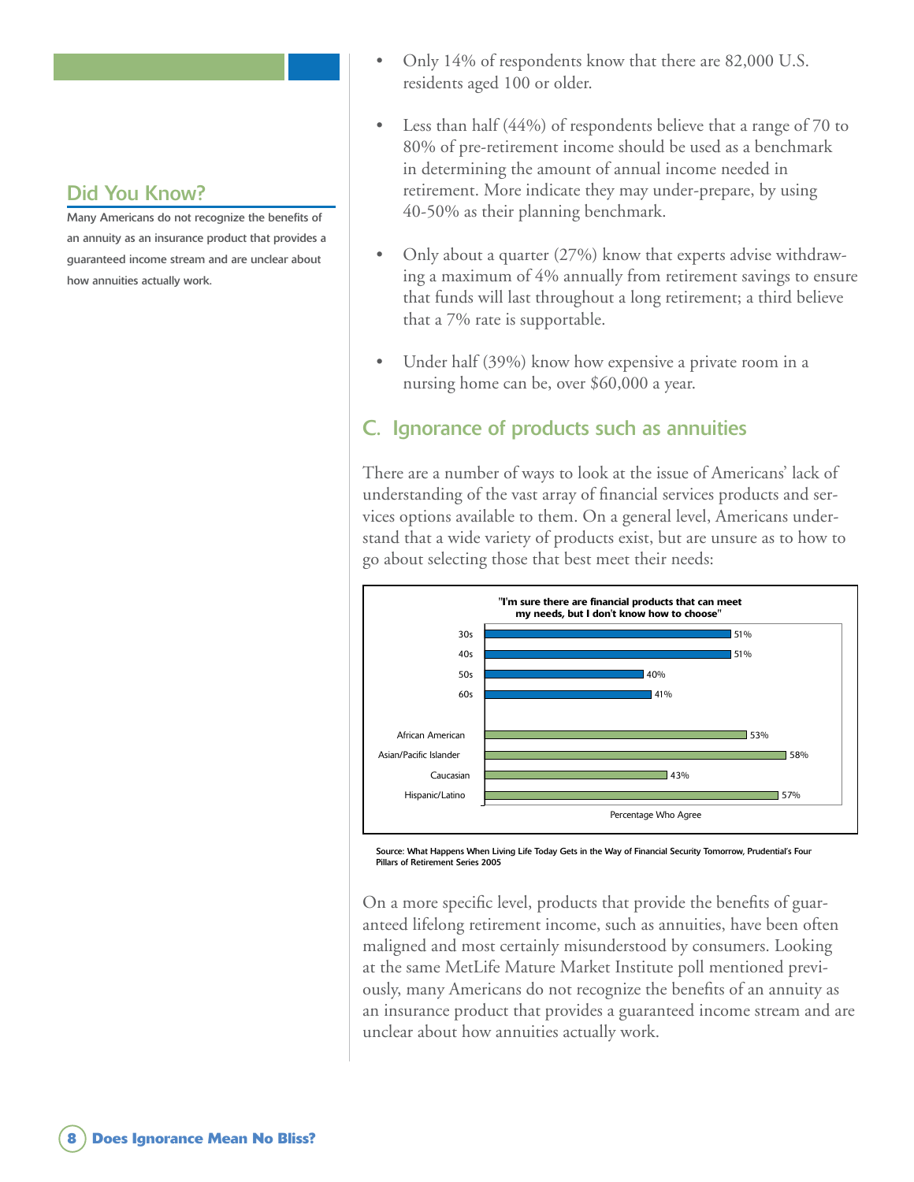## Did You Know?

Many Americans do not recognize the benefits of an annuity as an insurance product that provides a guaranteed income stream and are unclear about how annuities actually work.

- Only 14% of respondents know that there are 82,000 U.S. residents aged 100 or older.
- Less than half (44%) of respondents believe that a range of 70 to 80% of pre-retirement income should be used as a benchmark in determining the amount of annual income needed in retirement. More indicate they may under-prepare, by using 40-50% as their planning benchmark.
- Only about a quarter (27%) know that experts advise withdrawing a maximum of 4% annually from retirement savings to ensure that funds will last throughout a long retirement; a third believe that a 7% rate is supportable.
- Under half (39%) know how expensive a private room in a nursing home can be, over $60,000 a year.

## C. Ignorance of products such as annuities

There are a number of ways to look at the issue of Americans' lack of understanding of the vast array of financial services products and services options available to them. On a general level, Americans understand that a wide variety of products exist, but are unsure as to how to go about selecting those that best meet their needs:

**"I'm sure there are financial products that can meet my needs, but I don't know how to choose"**

| Group | Percentage Who Agree |
|---|---|
| 30s | 51% |
| 40s | 51% |
| 50s | 40% |
| 60s | 41% |
| African American | 53% |
| Asian/Pacific Islander | 58% |
| Caucasian | 43% |
| Hispanic/Latino | 57% |

Source: What Happens When Living Life Today Gets in the Way of Financial Security Tomorrow, Prudential's Four Pillars of Retirement Series 2005

On a more specific level, products that provide the benefits of guaranteed lifelong retirement income, such as annuities, have been often maligned and most certainly misunderstood by consumers. Looking at the same MetLife Mature Market Institute poll mentioned previously, many Americans do not recognize the benefits of an annuity as an insurance product that provides a guaranteed income stream and are unclear about how annuities actually work.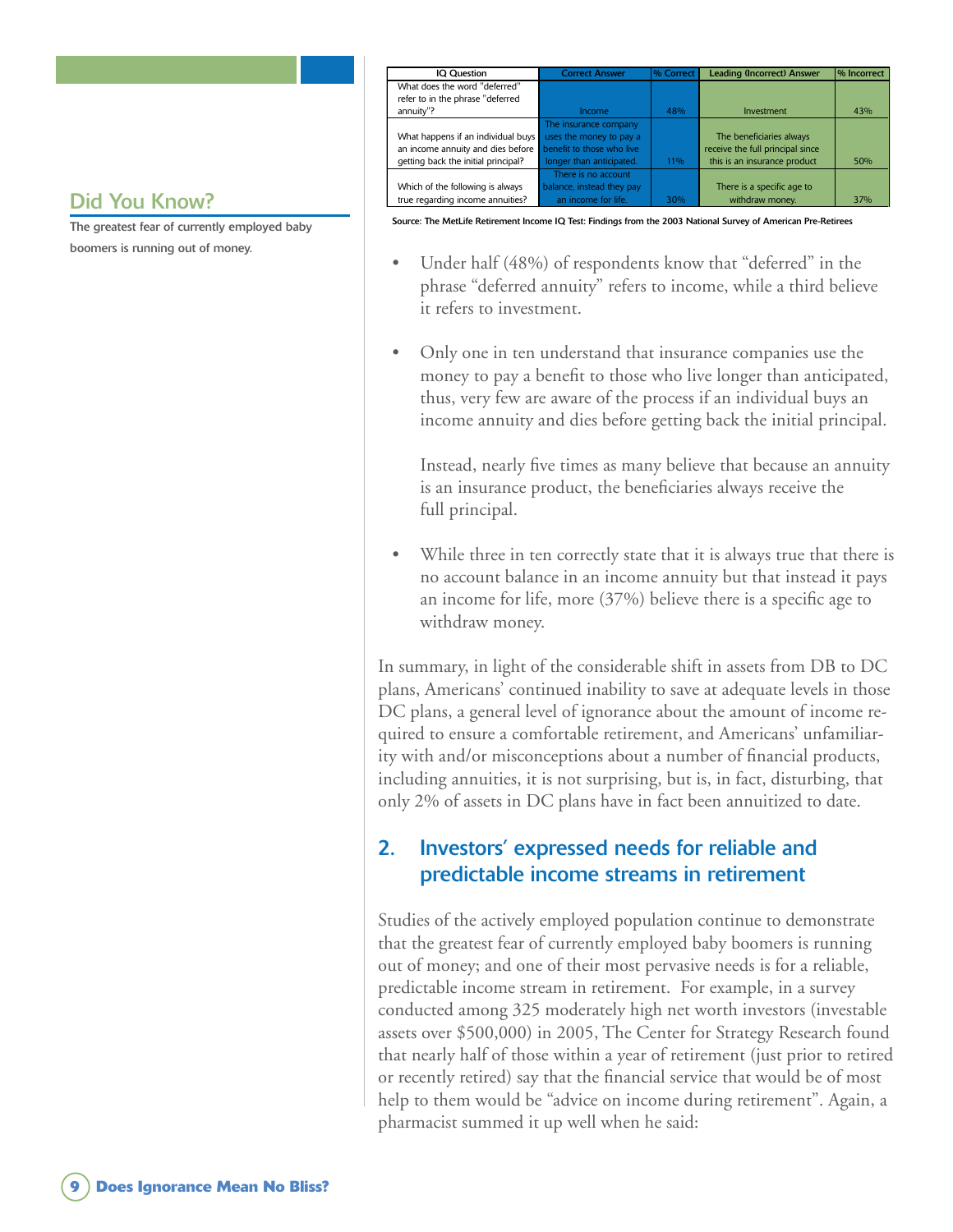| IQ Question | Correct Answer | % Correct | Leading (Incorrect) Answer | % Incorrect |
|---|---|---|---|---|
| What does the word "deferred" refer to in the phrase "deferred annuity"? | Income | 48% | Investment | 43% |
| What happens if an individual buys an income annuity and dies before getting back the initial principal? | The insurance company uses the money to pay a benefit to those who live longer than anticipated. | 11% | The beneficiaries always receive the full principal since this is an insurance product | 50% |
| Which of the following is always true regarding income annuities? | There is no account balance, instead they pay an income for life. | 30% | There is a specific age to withdraw money. | 37% |

Source: The MetLife Retirement Income IQ Test: Findings from the 2003 National Survey of American Pre-Retirees

## Did You Know?

The greatest fear of currently employed baby boomers is running out of money.

- Under half (48%) of respondents know that "deferred" in the phrase "deferred annuity" refers to income, while a third believe it refers to investment.

- Only one in ten understand that insurance companies use the money to pay a benefit to those who live longer than anticipated, thus, very few are aware of the process if an individual buys an income annuity and dies before getting back the initial principal.

  Instead, nearly five times as many believe that because an annuity is an insurance product, the beneficiaries always receive the full principal.

- While three in ten correctly state that it is always true that there is no account balance in an income annuity but that instead it pays an income for life, more (37%) believe there is a specific age to withdraw money.

In summary, in light of the considerable shift in assets from DB to DC plans, Americans' continued inability to save at adequate levels in those DC plans, a general level of ignorance about the amount of income required to ensure a comfortable retirement, and Americans' unfamiliarity with and/or misconceptions about a number of financial products, including annuities, it is not surprising, but is, in fact, disturbing, that only 2% of assets in DC plans have in fact been annuitized to date.

## 2. Investors' expressed needs for reliable and predictable income streams in retirement

Studies of the actively employed population continue to demonstrate that the greatest fear of currently employed baby boomers is running out of money; and one of their most pervasive needs is for a reliable, predictable income stream in retirement. For example, in a survey conducted among 325 moderately high net worth investors (investable assets over $500,000) in 2005, The Center for Strategy Research found that nearly half of those within a year of retirement (just prior to retired or recently retired) say that the financial service that would be of most help to them would be "advice on income during retirement". Again, a pharmacist summed it up well when he said: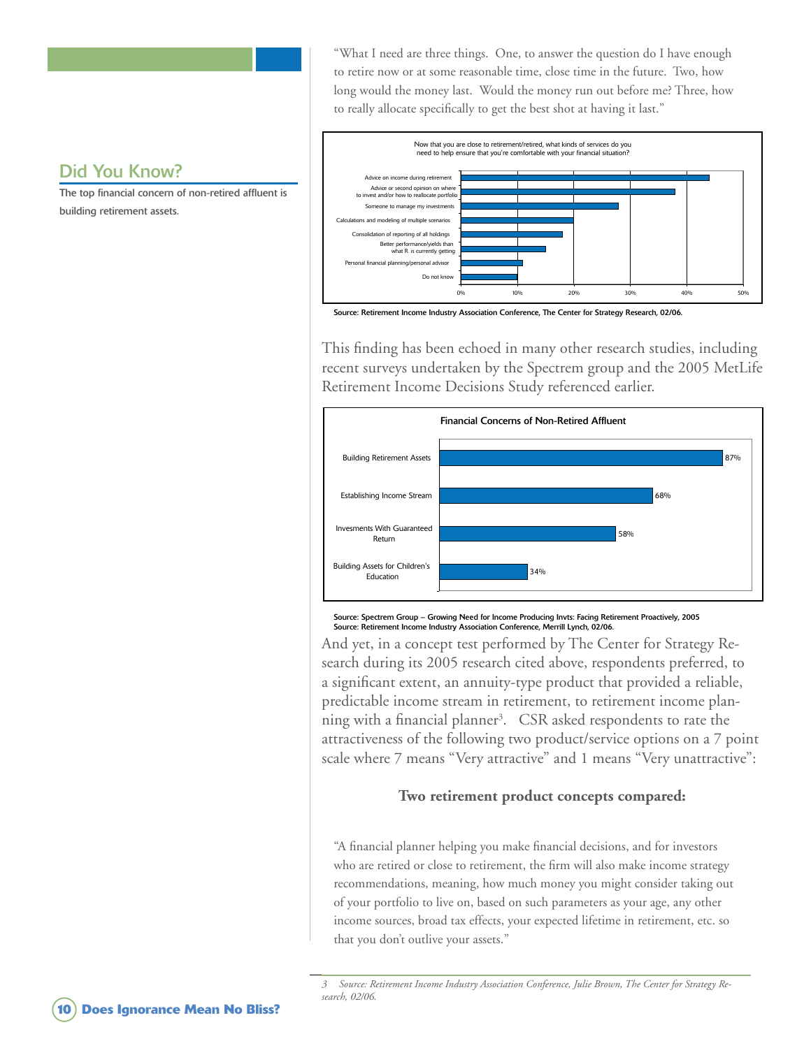## Did You Know?

The top financial concern of non-retired affluent is building retirement assets.

"What I need are three things. One, to answer the question do I have enough to retire now or at some reasonable time, close time in the future. Two, how long would the money last. Would the money run out before me? Three, how to really allocate specifically to get the best shot at having it last."

Now that you are close to retirement/retired, what kinds of services do you need to help ensure that you're comfortable with your financial situation?

| Service | Approx. % |
|---|---|
| Advice on income during retirement | ~44% |
| Advice or second opinion on where to invest and/or how to reallocate portfolio | ~38% |
| Someone to manage my investments | ~28% |
| Calculations and modeling of multiple scenarios | ~20% |
| Consolidation of reporting of all holdings | ~18% |
| Better performance/yields than what R. is currently getting | ~15% |
| Personal financial planning/personal advisor | ~11% |
| Do not know | ~10% |

Source: Retirement Income Industry Association Conference, The Center for Strategy Research, 02/06.

This finding has been echoed in many other research studies, including recent surveys undertaken by the Spectrem group and the 2005 MetLife Retirement Income Decisions Study referenced earlier.

**Financial Concerns of Non-Retired Affluent**

| Concern | % |
|---|---|
| Building Retirement Assets | 87% |
| Establishing Income Stream | 68% |
| Invesments With Guaranteed Return | 58% |
| Building Assets for Children's Education | 34% |

Source: Spectrem Group – Growing Need for Income Producing Invts: Facing Retirement Proactively, 2005
Source: Retirement Income Industry Association Conference, Merrill Lynch, 02/06.

And yet, in a concept test performed by The Center for Strategy Research during its 2005 research cited above, respondents preferred, to a significant extent, an annuity-type product that provided a reliable, predictable income stream in retirement, to retirement income planning with a financial planner[3]. CSR asked respondents to rate the attractiveness of the following two product/service options on a 7 point scale where 7 means "Very attractive" and 1 means "Very unattractive":

### Two retirement product concepts compared:

"A financial planner helping you make financial decisions, and for investors who are retired or close to retirement, the firm will also make income strategy recommendations, meaning, how much money you might consider taking out of your portfolio to live on, based on such parameters as your age, any other income sources, broad tax effects, your expected lifetime in retirement, etc. so that you don't outlive your assets."

---

*3 Source: Retirement Income Industry Association Conference, Julie Brown, The Center for Strategy Research, 02/06.*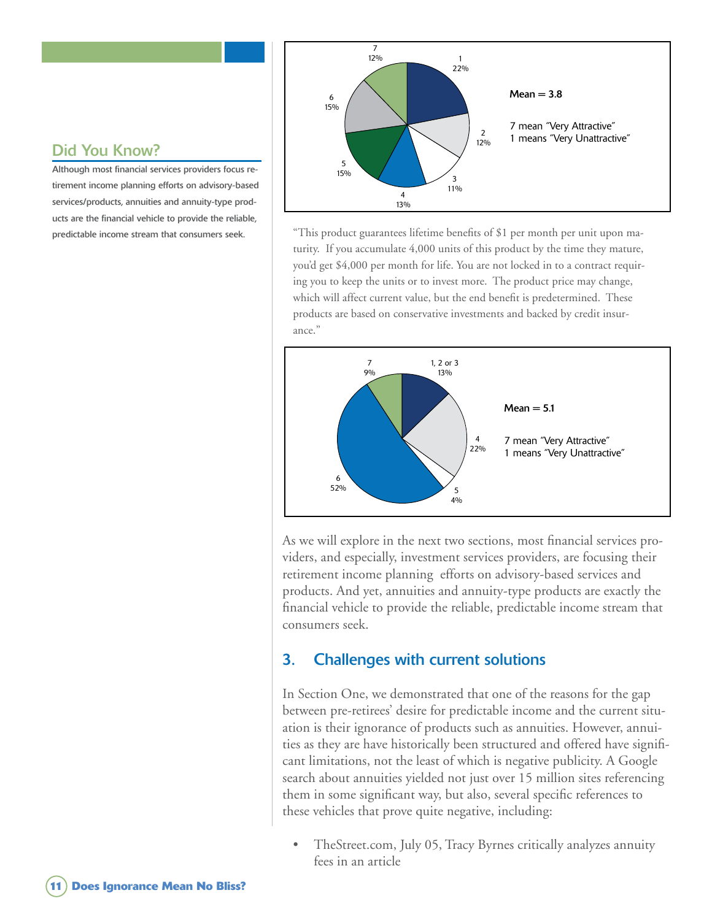## Did You Know?

Although most financial services providers focus retirement income planning efforts on advisory-based services/products, annuities and annuity-type products are the financial vehicle to provide the reliable, predictable income stream that consumers seek.

| Rating | Percent |
|---|---|
| 1 | 22% |
| 2 | 12% |
| 3 | 11% |
| 4 | 13% |
| 5 | 15% |
| 6 | 15% |
| 7 | 12% |

Mean = 3.8

7 mean "Very Attractive"
1 means "Very Unattractive"

"This product guarantees lifetime benefits of $1 per month per unit upon maturity. If you accumulate 4,000 units of this product by the time they mature, you'd get $4,000 per month for life. You are not locked in to a contract requiring you to keep the units or to invest more. The product price may change, which will affect current value, but the end benefit is predetermined. These products are based on conservative investments and backed by credit insurance."

| Rating | Percent |
|---|---|
| 1, 2 or 3 | 13% |
| 4 | 22% |
| 5 | 4% |
| 6 | 52% |
| 7 | 9% |

Mean = 5.1

7 mean "Very Attractive"
1 means "Very Unattractive"

As we will explore in the next two sections, most financial services providers, and especially, investment services providers, are focusing their retirement income planning efforts on advisory-based services and products. And yet, annuities and annuity-type products are exactly the financial vehicle to provide the reliable, predictable income stream that consumers seek.

## 3. Challenges with current solutions

In Section One, we demonstrated that one of the reasons for the gap between pre-retirees' desire for predictable income and the current situation is their ignorance of products such as annuities. However, annuities as they are have historically been structured and offered have significant limitations, not the least of which is negative publicity. A Google search about annuities yielded not just over 15 million sites referencing them in some significant way, but also, several specific references to these vehicles that prove quite negative, including:

- TheStreet.com, July 05, Tracy Byrnes critically analyzes annuity fees in an article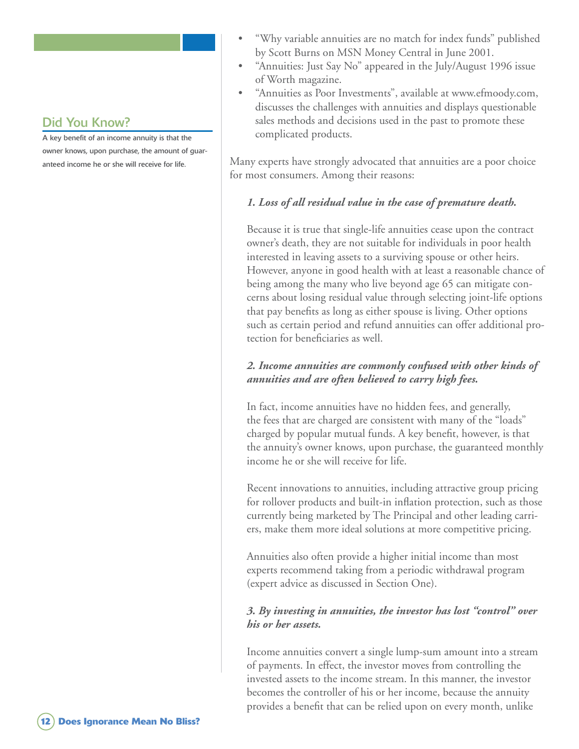## Did You Know?

A key benefit of an income annuity is that the owner knows, upon purchase, the amount of guaranteed income he or she will receive for life.

- "Why variable annuities are no match for index funds" published by Scott Burns on MSN Money Central in June 2001.
- "Annuities: Just Say No" appeared in the July/August 1996 issue of Worth magazine.
- "Annuities as Poor Investments", available at www.efmoody.com, discusses the challenges with annuities and displays questionable sales methods and decisions used in the past to promote these complicated products.

Many experts have strongly advocated that annuities are a poor choice for most consumers. Among their reasons:

***1. Loss of all residual value in the case of premature death.***

Because it is true that single-life annuities cease upon the contract owner's death, they are not suitable for individuals in poor health interested in leaving assets to a surviving spouse or other heirs. However, anyone in good health with at least a reasonable chance of being among the many who live beyond age 65 can mitigate concerns about losing residual value through selecting joint-life options that pay benefits as long as either spouse is living. Other options such as certain period and refund annuities can offer additional protection for beneficiaries as well.

***2. Income annuities are commonly confused with other kinds of annuities and are often believed to carry high fees.***

In fact, income annuities have no hidden fees, and generally, the fees that are charged are consistent with many of the "loads" charged by popular mutual funds. A key benefit, however, is that the annuity's owner knows, upon purchase, the guaranteed monthly income he or she will receive for life.

Recent innovations to annuities, including attractive group pricing for rollover products and built-in inflation protection, such as those currently being marketed by The Principal and other leading carriers, make them more ideal solutions at more competitive pricing.

Annuities also often provide a higher initial income than most experts recommend taking from a periodic withdrawal program (expert advice as discussed in Section One).

***3. By investing in annuities, the investor has lost "control" over his or her assets.***

Income annuities convert a single lump-sum amount into a stream of payments. In effect, the investor moves from controlling the invested assets to the income stream. In this manner, the investor becomes the controller of his or her income, because the annuity provides a benefit that can be relied upon on every month, unlike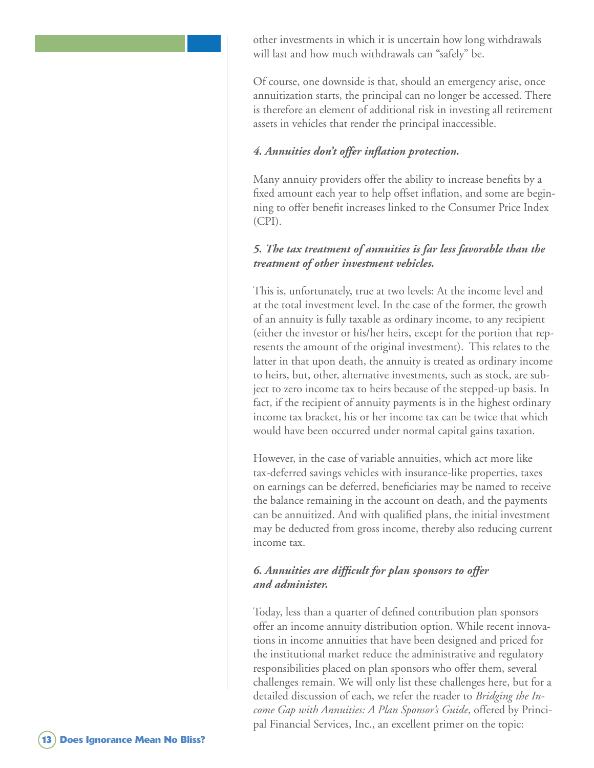other investments in which it is uncertain how long withdrawals will last and how much withdrawals can "safely" be.

Of course, one downside is that, should an emergency arise, once annuitization starts, the principal can no longer be accessed. There is therefore an element of additional risk in investing all retirement assets in vehicles that render the principal inaccessible.

#### *4. Annuities don't offer inflation protection.*

Many annuity providers offer the ability to increase benefits by a fixed amount each year to help offset inflation, and some are beginning to offer benefit increases linked to the Consumer Price Index (CPI).

#### *5. The tax treatment of annuities is far less favorable than the treatment of other investment vehicles.*

This is, unfortunately, true at two levels: At the income level and at the total investment level. In the case of the former, the growth of an annuity is fully taxable as ordinary income, to any recipient (either the investor or his/her heirs, except for the portion that represents the amount of the original investment). This relates to the latter in that upon death, the annuity is treated as ordinary income to heirs, but, other, alternative investments, such as stock, are subject to zero income tax to heirs because of the stepped-up basis. In fact, if the recipient of annuity payments is in the highest ordinary income tax bracket, his or her income tax can be twice that which would have been occurred under normal capital gains taxation.

However, in the case of variable annuities, which act more like tax-deferred savings vehicles with insurance-like properties, taxes on earnings can be deferred, beneficiaries may be named to receive the balance remaining in the account on death, and the payments can be annuitized. And with qualified plans, the initial investment may be deducted from gross income, thereby also reducing current income tax.

#### *6. Annuities are difficult for plan sponsors to offer and administer.*

Today, less than a quarter of defined contribution plan sponsors offer an income annuity distribution option. While recent innovations in income annuities that have been designed and priced for the institutional market reduce the administrative and regulatory responsibilities placed on plan sponsors who offer them, several challenges remain. We will only list these challenges here, but for a detailed discussion of each, we refer the reader to *Bridging the Income Gap with Annuities: A Plan Sponsor's Guide*, offered by Principal Financial Services, Inc., an excellent primer on the topic: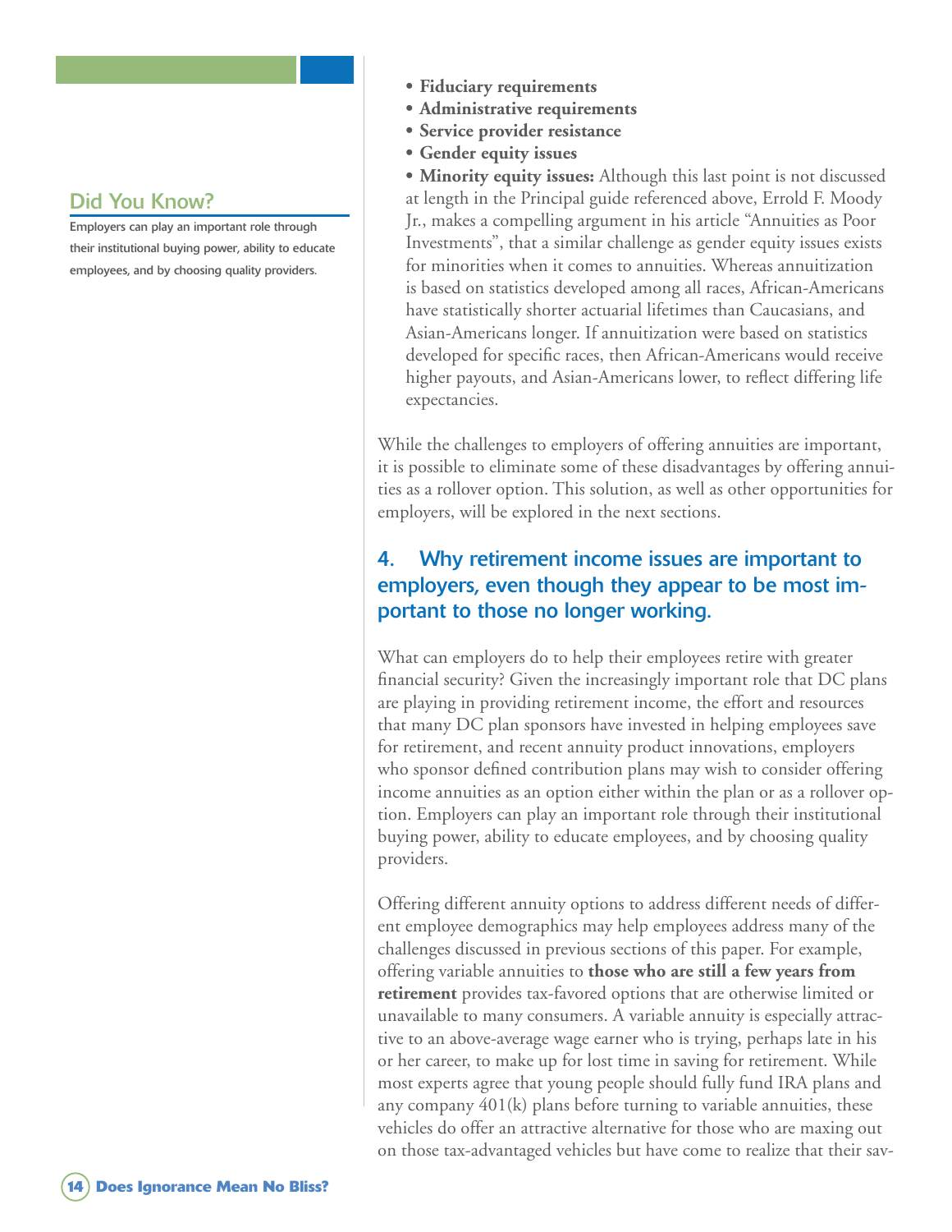- **Fiduciary requirements**
- **Administrative requirements**
- **Service provider resistance**
- **Gender equity issues**
- **Minority equity issues:** Although this last point is not discussed at length in the Principal guide referenced above, Errold F. Moody Jr., makes a compelling argument in his article "Annuities as Poor Investments", that a similar challenge as gender equity issues exists for minorities when it comes to annuities. Whereas annuitization is based on statistics developed among all races, African-Americans have statistically shorter actuarial lifetimes than Caucasians, and Asian-Americans longer. If annuitization were based on statistics developed for specific races, then African-Americans would receive higher payouts, and Asian-Americans lower, to reflect differing life expectancies.

While the challenges to employers of offering annuities are important, it is possible to eliminate some of these disadvantages by offering annuities as a rollover option. This solution, as well as other opportunities for employers, will be explored in the next sections.

## 4. Why retirement income issues are important to employers, even though they appear to be most important to those no longer working.

**Did You Know?**

Employers can play an important role through their institutional buying power, ability to educate employees, and by choosing quality providers.

What can employers do to help their employees retire with greater financial security? Given the increasingly important role that DC plans are playing in providing retirement income, the effort and resources that many DC plan sponsors have invested in helping employees save for retirement, and recent annuity product innovations, employers who sponsor defined contribution plans may wish to consider offering income annuities as an option either within the plan or as a rollover option. Employers can play an important role through their institutional buying power, ability to educate employees, and by choosing quality providers.

Offering different annuity options to address different needs of different employee demographics may help employees address many of the challenges discussed in previous sections of this paper. For example, offering variable annuities to **those who are still a few years from retirement** provides tax-favored options that are otherwise limited or unavailable to many consumers. A variable annuity is especially attractive to an above-average wage earner who is trying, perhaps late in his or her career, to make up for lost time in saving for retirement. While most experts agree that young people should fully fund IRA plans and any company 401(k) plans before turning to variable annuities, these vehicles do offer an attractive alternative for those who are maxing out on those tax-advantaged vehicles but have come to realize that their sav-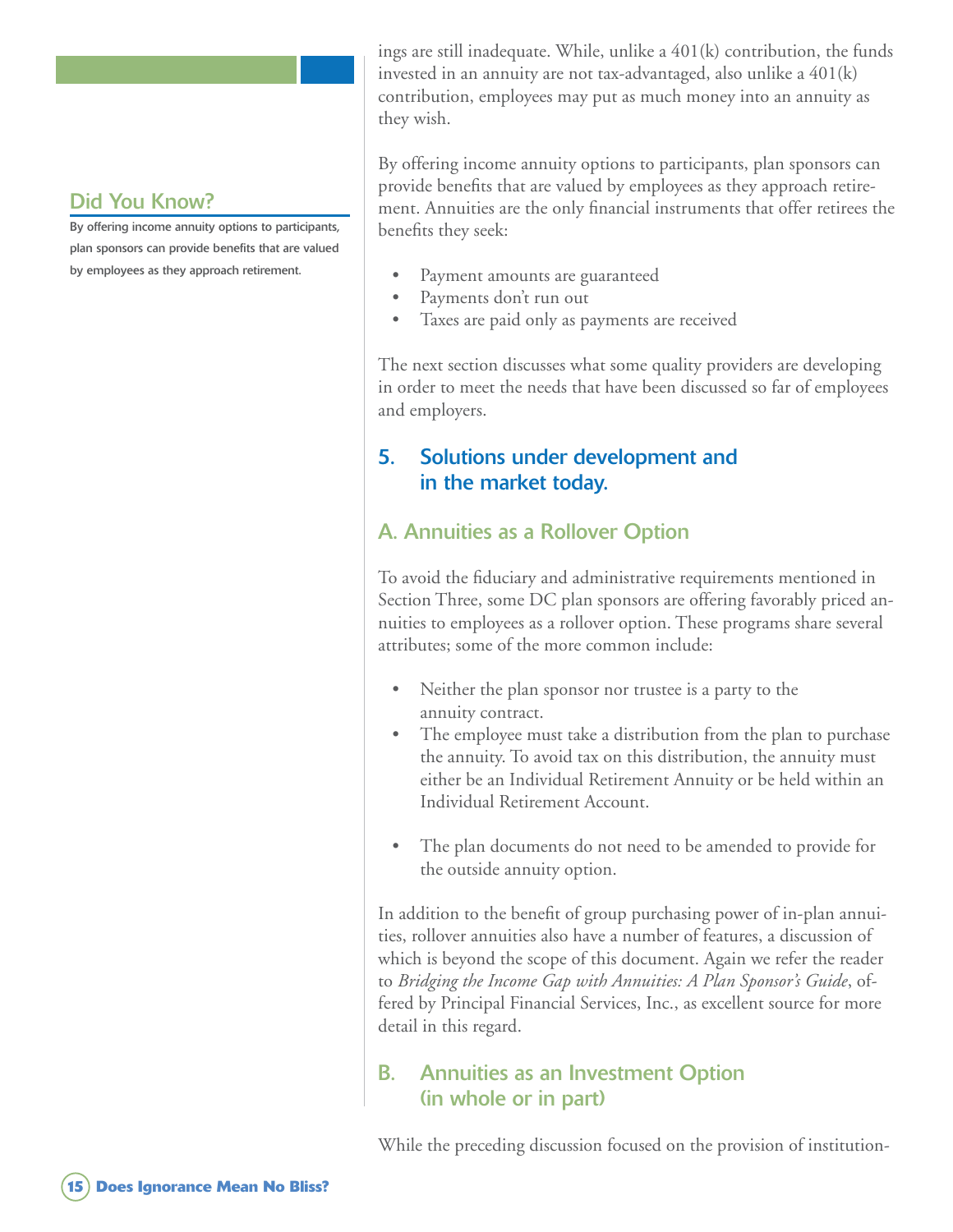ings are still inadequate. While, unlike a 401(k) contribution, the funds invested in an annuity are not tax-advantaged, also unlike a 401(k) contribution, employees may put as much money into an annuity as they wish.

By offering income annuity options to participants, plan sponsors can provide benefits that are valued by employees as they approach retirement. Annuities are the only financial instruments that offer retirees the benefits they seek:

- Payment amounts are guaranteed
- Payments don't run out
- Taxes are paid only as payments are received

The next section discusses what some quality providers are developing in order to meet the needs that have been discussed so far of employees and employers.

## 5. Solutions under development and in the market today.

### A. Annuities as a Rollover Option

To avoid the fiduciary and administrative requirements mentioned in Section Three, some DC plan sponsors are offering favorably priced annuities to employees as a rollover option. These programs share several attributes; some of the more common include:

- Neither the plan sponsor nor trustee is a party to the annuity contract.
- The employee must take a distribution from the plan to purchase the annuity. To avoid tax on this distribution, the annuity must either be an Individual Retirement Annuity or be held within an Individual Retirement Account.
- The plan documents do not need to be amended to provide for the outside annuity option.

In addition to the benefit of group purchasing power of in-plan annuities, rollover annuities also have a number of features, a discussion of which is beyond the scope of this document. Again we refer the reader to *Bridging the Income Gap with Annuities: A Plan Sponsor's Guide*, offered by Principal Financial Services, Inc., as excellent source for more detail in this regard.

### B. Annuities as an Investment Option (in whole or in part)

While the preceding discussion focused on the provision of institution-

**Did You Know?**

By offering income annuity options to participants, plan sponsors can provide benefits that are valued by employees as they approach retirement.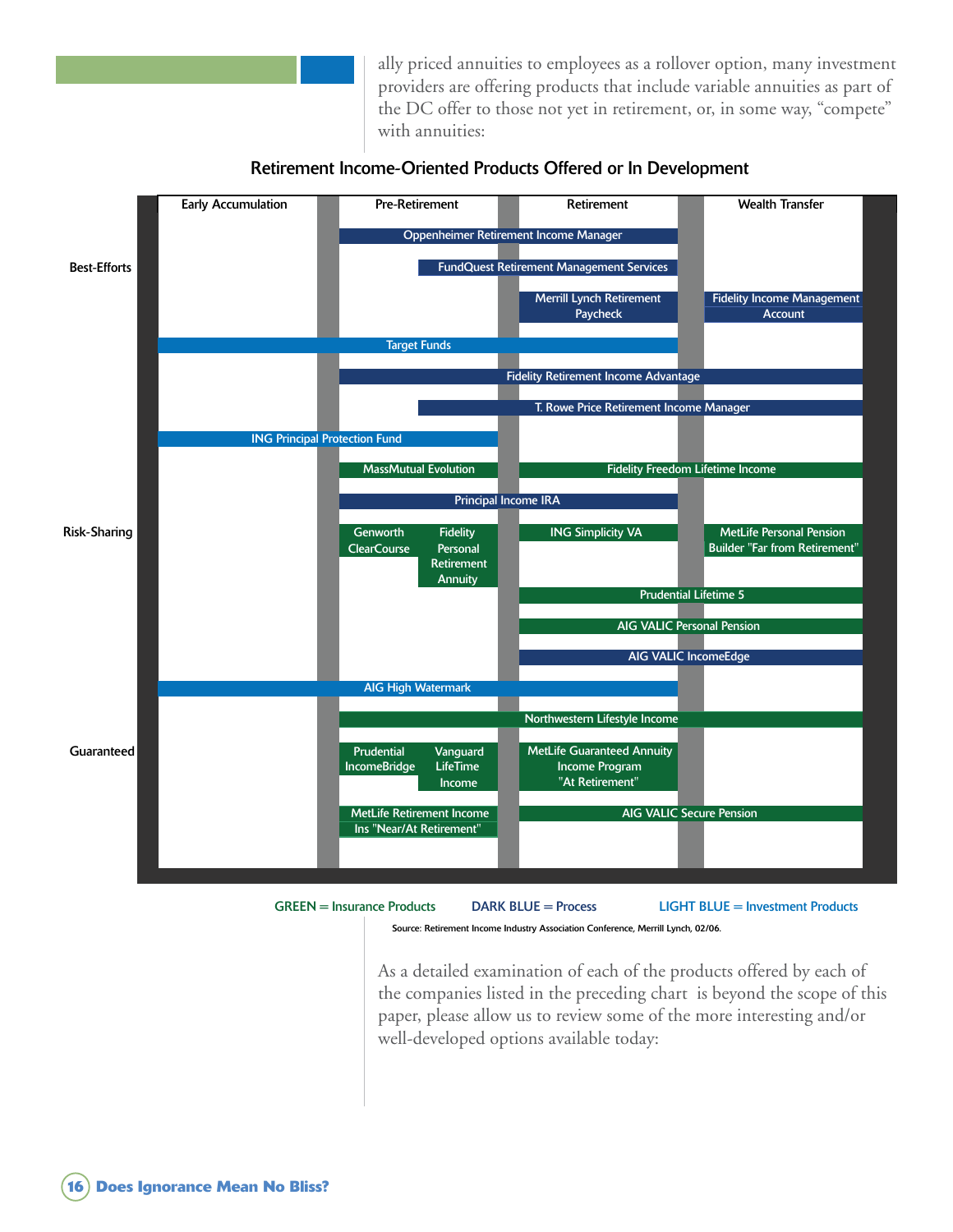ally priced annuities to employees as a rollover option, many investment providers are offering products that include variable annuities as part of the DC offer to those not yet in retirement, or, in some way, "compete" with annuities:

**Retirement Income-Oriented Products Offered or In Development**

| | Early Accumulation | Pre-Retirement | Retirement | Wealth Transfer |
|---|---|---|---|---|
| **Best-Efforts** | | Oppenheimer Retirement Income Manager | Oppenheimer Retirement Income Manager | |
| | | FundQuest Retirement Management Services | FundQuest Retirement Management Services | |
| | | | Merrill Lynch Retirement Paycheck | Fidelity Income Management Account |
| | Target Funds | Target Funds | Target Funds | |
| | | Fidelity Retirement Income Advantage | Fidelity Retirement Income Advantage | Fidelity Retirement Income Advantage |
| | | T. Rowe Price Retirement Income Manager | T. Rowe Price Retirement Income Manager | T. Rowe Price Retirement Income Manager |
| **Risk-Sharing** | ING Principal Protection Fund | ING Principal Protection Fund | | |
| | | MassMutual Evolution | Fidelity Freedom Lifetime Income | Fidelity Freedom Lifetime Income |
| | | Principal Income IRA | Principal Income IRA | |
| | | Genworth ClearCourse; Fidelity Personal Retirement Annuity | ING Simplicity VA | MetLife Personal Pension Builder "Far from Retirement" |
| | | | Prudential Lifetime 5 | Prudential Lifetime 5 |
| | | | AIG VALIC Personal Pension | AIG VALIC Personal Pension |
| | | | AIG VALIC IncomeEdge | AIG VALIC IncomeEdge |
| **Guaranteed** | AIG High Watermark | AIG High Watermark | AIG High Watermark | |
| | | Northwestern Lifestyle Income | Northwestern Lifestyle Income | Northwestern Lifestyle Income |
| | | Prudential IncomeBridge; Vanguard LifeTime Income | MetLife Guaranteed Annuity Income Program "At Retirement" | |
| | | MetLife Retirement Income Ins "Near/At Retirement" | AIG VALIC Secure Pension | AIG VALIC Secure Pension |

GREEN = Insurance Products DARK BLUE = Process LIGHT BLUE = Investment Products

Source: Retirement Income Industry Association Conference, Merrill Lynch, 02/06.

As a detailed examination of each of the products offered by each of the companies listed in the preceding chart is beyond the scope of this paper, please allow us to review some of the more interesting and/or well-developed options available today: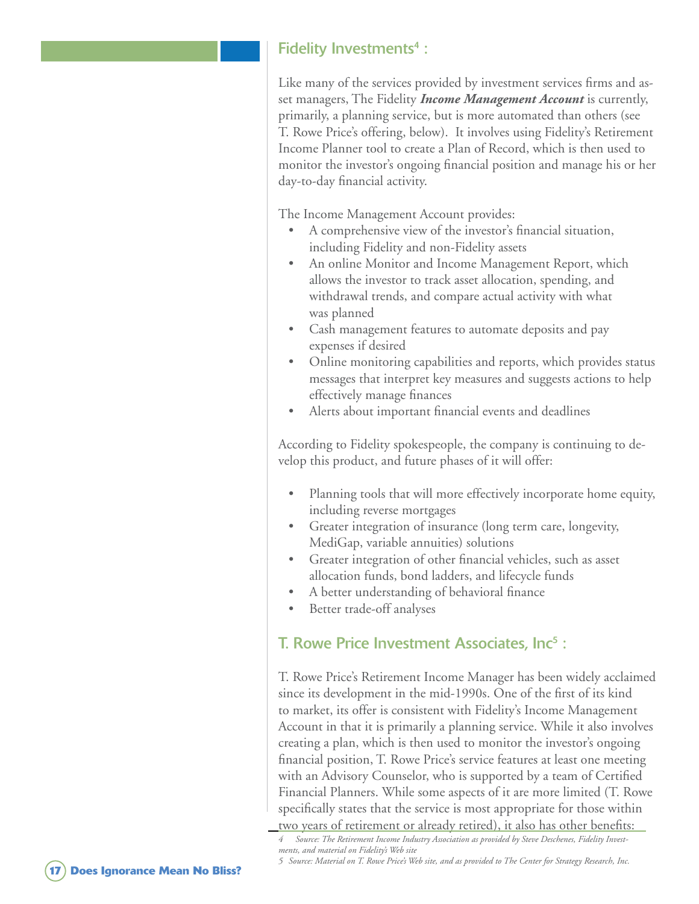## Fidelity Investments[4] :

Like many of the services provided by investment services firms and asset managers, The Fidelity ***Income Management Account*** is currently, primarily, a planning service, but is more automated than others (see T. Rowe Price's offering, below). It involves using Fidelity's Retirement Income Planner tool to create a Plan of Record, which is then used to monitor the investor's ongoing financial position and manage his or her day-to-day financial activity.

The Income Management Account provides:

- A comprehensive view of the investor's financial situation, including Fidelity and non-Fidelity assets
- An online Monitor and Income Management Report, which allows the investor to track asset allocation, spending, and withdrawal trends, and compare actual activity with what was planned
- Cash management features to automate deposits and pay expenses if desired
- Online monitoring capabilities and reports, which provides status messages that interpret key measures and suggests actions to help effectively manage finances
- Alerts about important financial events and deadlines

According to Fidelity spokespeople, the company is continuing to develop this product, and future phases of it will offer:

- Planning tools that will more effectively incorporate home equity, including reverse mortgages
- Greater integration of insurance (long term care, longevity, MediGap, variable annuities) solutions
- Greater integration of other financial vehicles, such as asset allocation funds, bond ladders, and lifecycle funds
- A better understanding of behavioral finance
- Better trade-off analyses

## T. Rowe Price Investment Associates, Inc[5] :

T. Rowe Price's Retirement Income Manager has been widely acclaimed since its development in the mid-1990s. One of the first of its kind to market, its offer is consistent with Fidelity's Income Management Account in that it is primarily a planning service. While it also involves creating a plan, which is then used to monitor the investor's ongoing financial position, T. Rowe Price's service features at least one meeting with an Advisory Counselor, who is supported by a team of Certified Financial Planners. While some aspects of it are more limited (T. Rowe specifically states that the service is most appropriate for those within two years of retirement or already retired), it also has other benefits:

*4 Source: The Retirement Income Industry Association as provided by Steve Deschenes, Fidelity Investments, and material on Fidelity's Web site*

*5 Source: Material on T. Rowe Price's Web site, and as provided to The Center for Strategy Research, Inc.*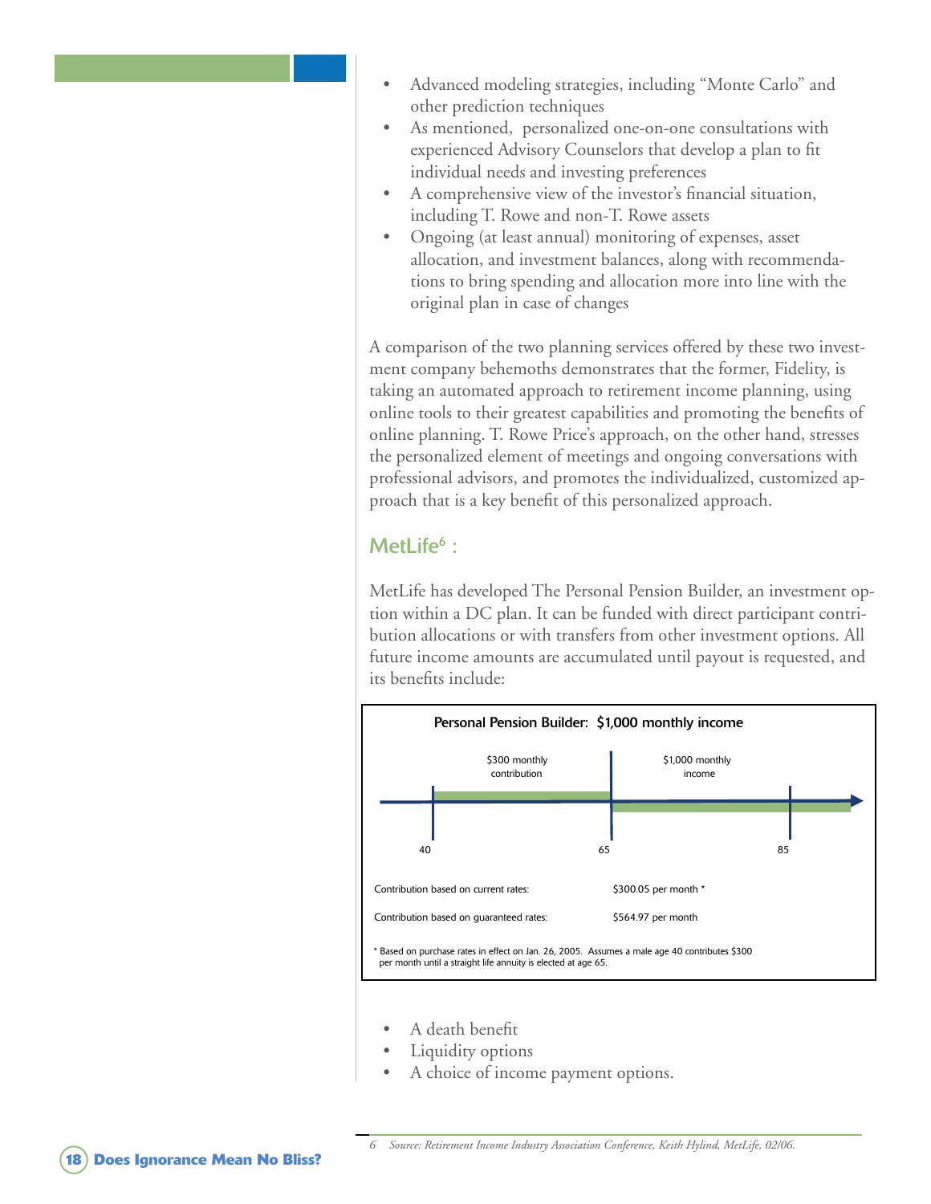- Advanced modeling strategies, including "Monte Carlo" and other prediction techniques
- As mentioned, personalized one-on-one consultations with experienced Advisory Counselors that develop a plan to fit individual needs and investing preferences
- A comprehensive view of the investor's financial situation, including T. Rowe and non-T. Rowe assets
- Ongoing (at least annual) monitoring of expenses, asset allocation, and investment balances, along with recommendations to bring spending and allocation more into line with the original plan in case of changes

A comparison of the two planning services offered by these two investment company behemoths demonstrates that the former, Fidelity, is taking an automated approach to retirement income planning, using online tools to their greatest capabilities and promoting the benefits of online planning. T. Rowe Price's approach, on the other hand, stresses the personalized element of meetings and ongoing conversations with professional advisors, and promotes the individualized, customized approach that is a key benefit of this personalized approach.

## MetLife[6] :

MetLife has developed The Personal Pension Builder, an investment option within a DC plan. It can be funded with direct participant contribution allocations or with transfers from other investment options. All future income amounts are accumulated until payout is requested, and its benefits include:

**Personal Pension Builder: $1,000 monthly income**

$300 monthly contribution (age 40 to 65) | $1,000 monthly income (from age 65)

40 — 65 — 85

| | |
|---|---|
| Contribution based on current rates: | $300.05 per month * |
| Contribution based on guaranteed rates: | $564.97 per month |

\* Based on purchase rates in effect on Jan. 26, 2005. Assumes a male age 40 contributes $300 per month until a straight life annuity is elected at age 65.

- A death benefit
- Liquidity options
- A choice of income payment options.

6 *Source: Retirement Income Industry Association Conference, Keith Hylind, MetLife, 02/06.*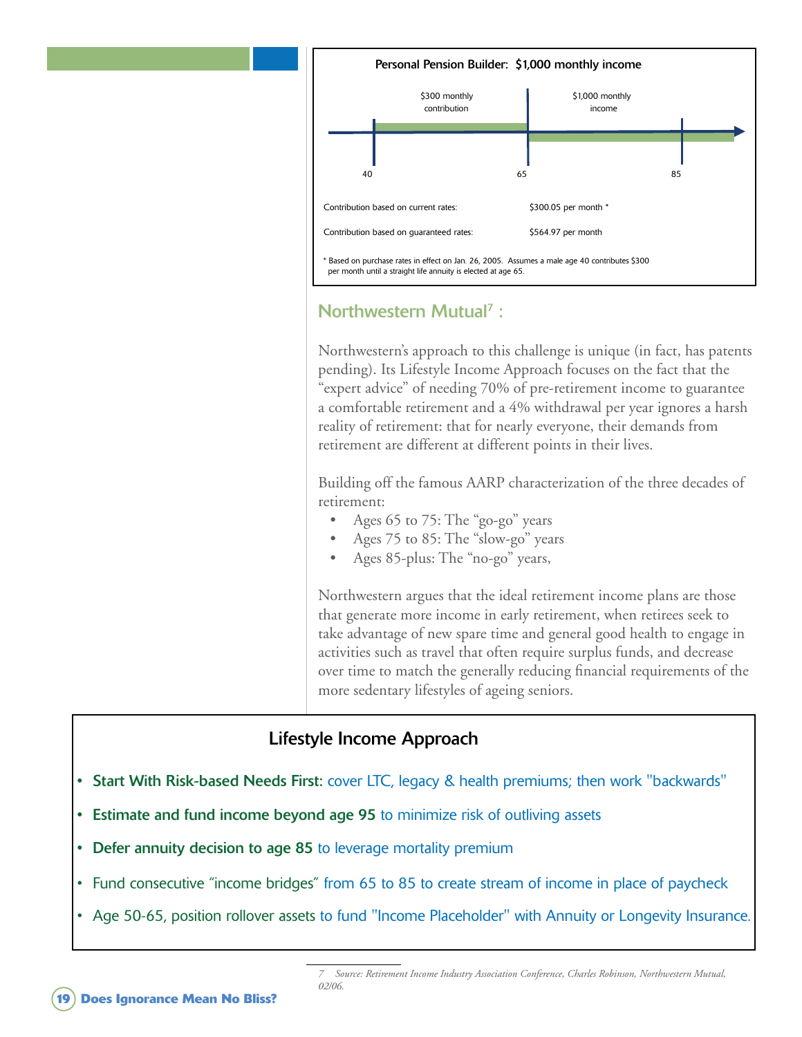**Personal Pension Builder: $1,000 monthly income**

$300 monthly contribution | $1,000 monthly income

40 | 65 | 85

| | |
|---|---|
| Contribution based on current rates: | $300.05 per month * |
| Contribution based on guaranteed rates: | $564.97 per month |

\* Based on purchase rates in effect on Jan. 26, 2005. Assumes a male age 40 contributes $300 per month until a straight life annuity is elected at age 65.

## Northwestern Mutual[7] :

Northwestern's approach to this challenge is unique (in fact, has patents pending). Its Lifestyle Income Approach focuses on the fact that the "expert advice" of needing 70% of pre-retirement income to guarantee a comfortable retirement and a 4% withdrawal per year ignores a harsh reality of retirement: that for nearly everyone, their demands from retirement are different at different points in their lives.

Building off the famous AARP characterization of the three decades of retirement:

- Ages 65 to 75: The "go-go" years
- Ages 75 to 85: The "slow-go" years
- Ages 85-plus: The "no-go" years,

Northwestern argues that the ideal retirement income plans are those that generate more income in early retirement, when retirees seek to take advantage of new spare time and general good health to engage in activities such as travel that often require surplus funds, and decrease over time to match the generally reducing financial requirements of the more sedentary lifestyles of ageing seniors.

### Lifestyle Income Approach

- **Start With Risk-based Needs First:** cover LTC, legacy & health premiums; then work "backwards"
- **Estimate and fund income beyond age 95** to minimize risk of outliving assets
- **Defer annuity decision to age 85** to leverage mortality premium
- Fund consecutive "income bridges" from 65 to 85 to create stream of income in place of paycheck
- Age 50-65, position rollover assets to fund "Income Placeholder" with Annuity or Longevity Insurance.

*7 Source: Retirement Income Industry Association Conference, Charles Robinson, Northwestern Mutual, 02/06.*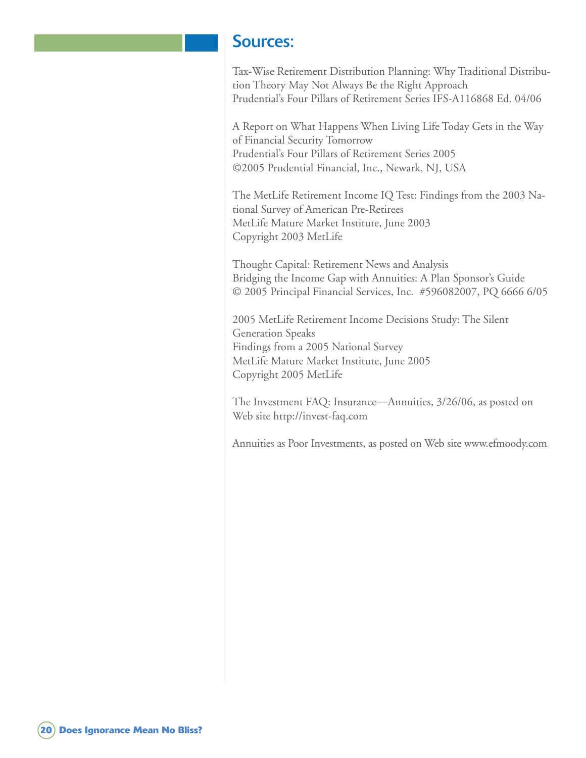## Sources:

Tax-Wise Retirement Distribution Planning: Why Traditional Distribution Theory May Not Always Be the Right Approach
Prudential's Four Pillars of Retirement Series IFS-A116868 Ed. 04/06

A Report on What Happens When Living Life Today Gets in the Way of Financial Security Tomorrow
Prudential's Four Pillars of Retirement Series 2005
©2005 Prudential Financial, Inc., Newark, NJ, USA

The MetLife Retirement Income IQ Test: Findings from the 2003 National Survey of American Pre-Retirees
MetLife Mature Market Institute, June 2003
Copyright 2003 MetLife

Thought Capital: Retirement News and Analysis
Bridging the Income Gap with Annuities: A Plan Sponsor's Guide
© 2005 Principal Financial Services, Inc. #596082007, PQ 6666 6/05

2005 MetLife Retirement Income Decisions Study: The Silent Generation Speaks
Findings from a 2005 National Survey
MetLife Mature Market Institute, June 2005
Copyright 2005 MetLife

The Investment FAQ: Insurance—Annuities, 3/26/06, as posted on Web site http://invest-faq.com

Annuities as Poor Investments, as posted on Web site www.efmoody.com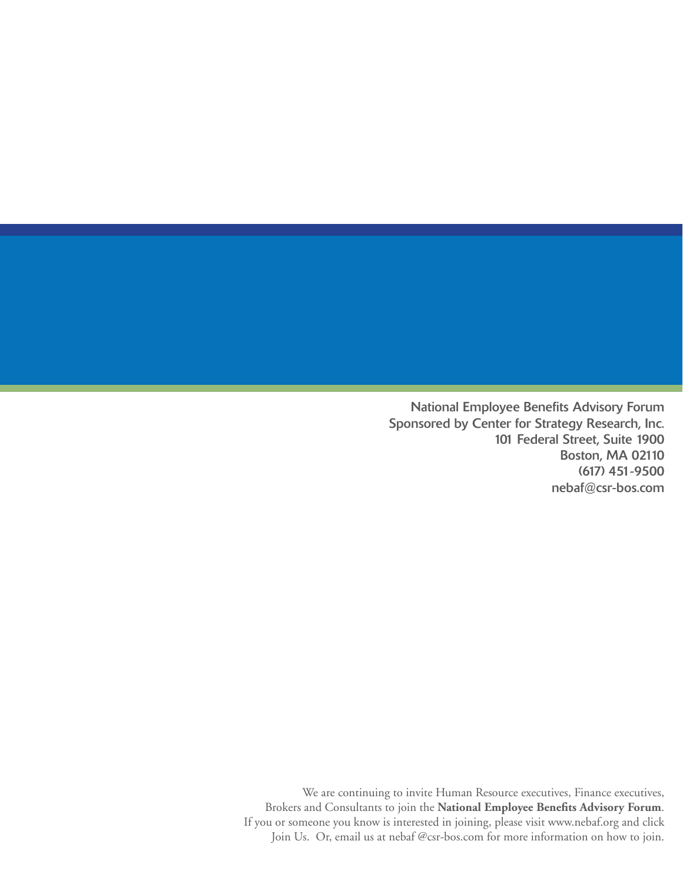National Employee Benefits Advisory Forum
Sponsored by Center for Strategy Research, Inc.
101 Federal Street, Suite 1900
Boston, MA 02110
(617) 451-9500
nebaf@csr-bos.com

We are continuing to invite Human Resource executives, Finance executives, Brokers and Consultants to join the **National Employee Benefits Advisory Forum**. If you or someone you know is interested in joining, please visit www.nebaf.org and click Join Us. Or, email us at nebaf @csr-bos.com for more information on how to join.